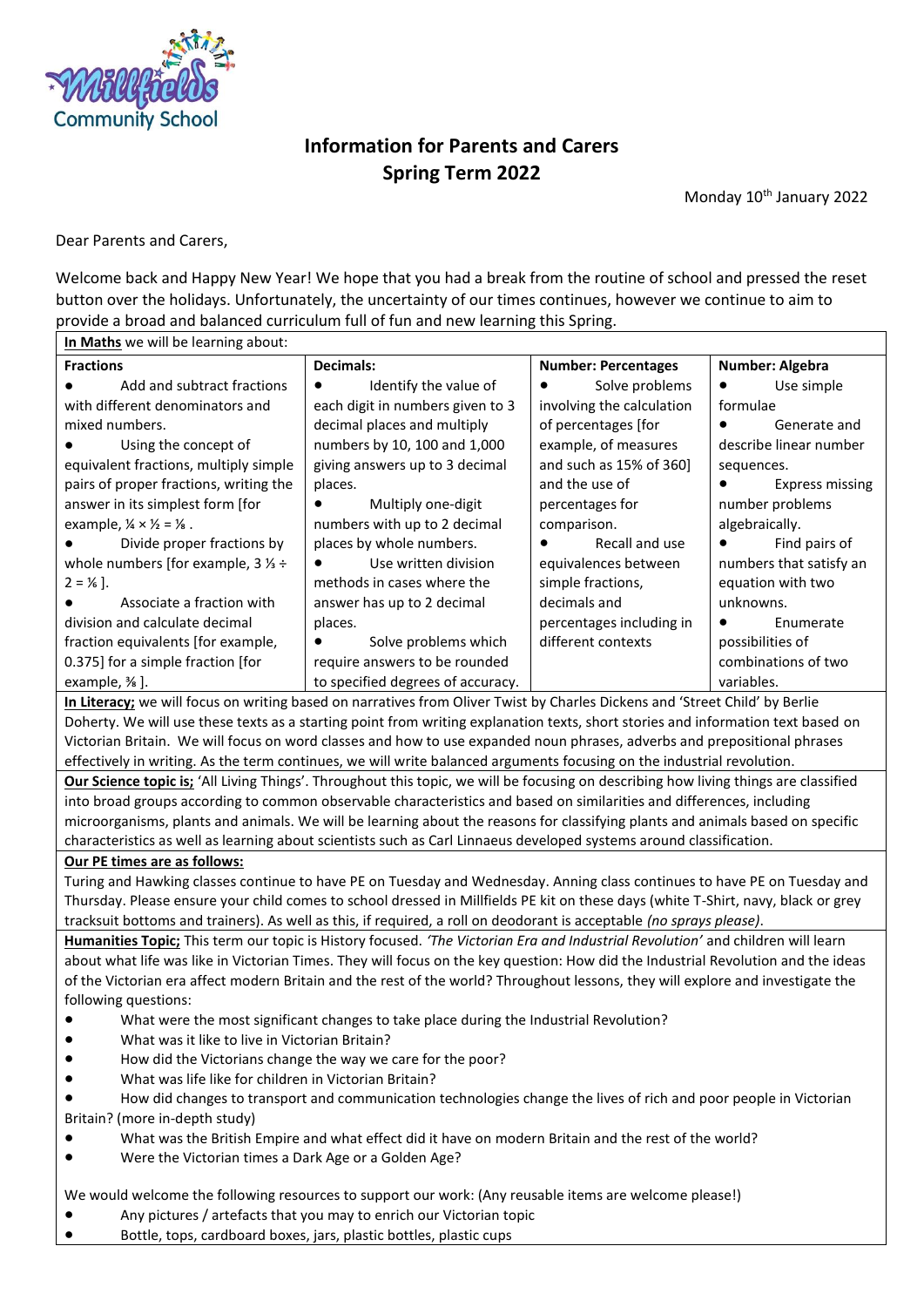# Information for Parents and Carers
# Spring Term 2022

Monday 10th January 2022

Dear Parents and Carers,

Welcome back and Happy New Year! We hope that you had a break from the routine of school and pressed the reset button over the holidays. Unfortunately, the uncertainty of our times continues, however we continue to aim to provide a broad and balanced curriculum full of fun and new learning this Spring.

**In Maths** we will be learning about:

| **Fractions** | **Decimals:** | **Number: Percentages** | **Number: Algebra** |
|---|---|---|---|
| • Add and subtract fractions with different denominators and mixed numbers.<br>• Using the concept of equivalent fractions, multiply simple pairs of proper fractions, writing the answer in its simplest form [for example, ¼ × ½ = ⅛ .<br>• Divide proper fractions by whole numbers [for example, 3 ⅓ ÷ 2 = ⅙ ].<br>• Associate a fraction with division and calculate decimal fraction equivalents [for example, 0.375] for a simple fraction [for example, ⅜ ]. | • Identify the value of each digit in numbers given to 3 decimal places and multiply giving answers up to 3 decimal places.<br>• Multiply one-digit numbers with up to 2 decimal places by whole numbers.<br>• Use written division methods in cases where the answer has up to 2 decimal places.<br>• Solve problems which require answers to be rounded to specified degrees of accuracy. | • Solve problems involving the calculation of percentages [for example, of measures and such as 15% of 360] and the use of percentages for comparison.<br>• Recall and use equivalences between simple fractions, decimals and percentages including in different contexts | • Use simple formulae<br>• Generate and describe linear number sequences.<br>• Express missing number problems algebraically.<br>• Find pairs of numbers that satisfy an equation with two unknowns.<br>• Enumerate possibilities of combinations of two variables. |

**In Literacy;** we will focus on writing based on narratives from Oliver Twist by Charles Dickens and 'Street Child' by Berlie Doherty. We will use these texts as a starting point from writing explanation texts, short stories and information text based on Victorian Britain. We will focus on word classes and how to use expanded noun phrases, adverbs and prepositional phrases effectively in writing. As the term continues, we will write balanced arguments focusing on the industrial revolution.

**Our Science topic is;** 'All Living Things'. Throughout this topic, we will be focusing on describing how living things are classified into broad groups according to common observable characteristics and based on similarities and differences, including microorganisms, plants and animals. We will be learning about the reasons for classifying plants and animals based on specific characteristics as well as learning about scientists such as Carl Linnaeus developed systems around classification.

**Our PE times are as follows:**

Turing and Hawking classes continue to have PE on Tuesday and Wednesday. Anning class continues to have PE on Tuesday and Thursday. Please ensure your child comes to school dressed in Millfields PE kit on these days (white T-Shirt, navy, black or grey tracksuit bottoms and trainers). As well as this, if required, a roll on deodorant is acceptable *(no sprays please)*.

**Humanities Topic;** This term our topic is History focused. *'The Victorian Era and Industrial Revolution'* and children will learn about what life was like in Victorian Times. They will focus on the key question: How did the Industrial Revolution and the ideas of the Victorian era affect modern Britain and the rest of the world? Throughout lessons, they will explore and investigate the following questions:

- What were the most significant changes to take place during the Industrial Revolution?
- What was it like to live in Victorian Britain?
- How did the Victorians change the way we care for the poor?
- What was life like for children in Victorian Britain?
- How did changes to transport and communication technologies change the lives of rich and poor people in Victorian Britain? (more in-depth study)
- What was the British Empire and what effect did it have on modern Britain and the rest of the world?
- Were the Victorian times a Dark Age or a Golden Age?

We would welcome the following resources to support our work: (Any reusable items are welcome please!)

- Any pictures / artefacts that you may to enrich our Victorian topic
- Bottle, tops, cardboard boxes, jars, plastic bottles, plastic cups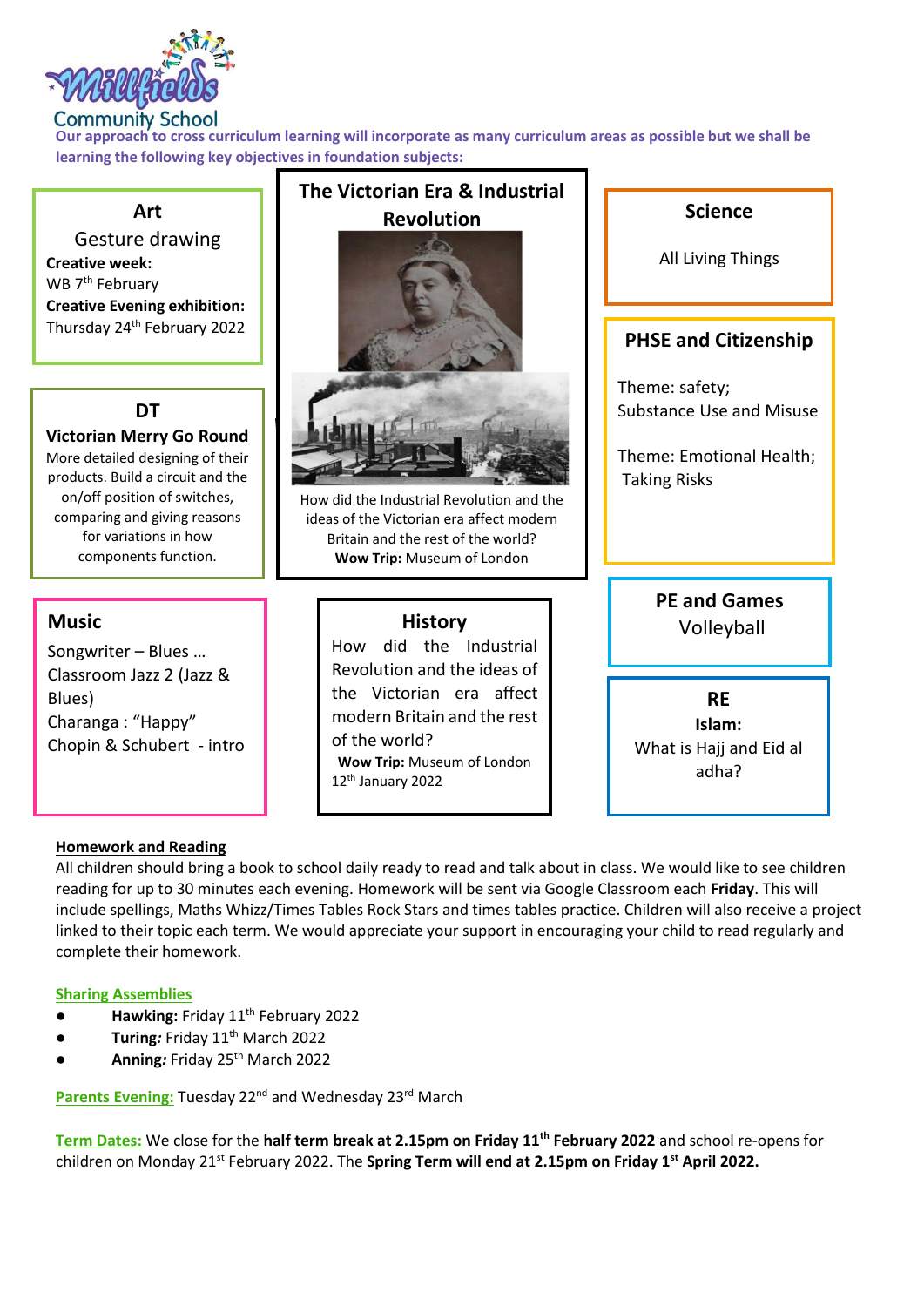Millfields Community School

**Our approach to cross curriculum learning will incorporate as many curriculum areas as possible but we shall be learning the following key objectives in foundation subjects:**

## Art

Gesture drawing

**Creative week:**
WB 7th February

**Creative Evening exhibition:**
Thursday 24th February 2022

## The Victorian Era & Industrial Revolution

How did the Industrial Revolution and the ideas of the Victorian era affect modern Britain and the rest of the world?

**Wow Trip:** Museum of London

## Science

All Living Things

## DT

**Victorian Merry Go Round**

More detailed designing of their products. Build a circuit and the on/off position of switches, comparing and giving reasons for variations in how components function.

## PHSE and Citizenship

Theme: safety;
Substance Use and Misuse

Theme: Emotional Health;
Taking Risks

## Music

Songwriter – Blues …
Classroom Jazz 2 (Jazz & Blues)
Charanga : "Happy"
Chopin & Schubert - intro

## History

How did the Industrial Revolution and the ideas of the Victorian era affect modern Britain and the rest of the world?

**Wow Trip:** Museum of London
12th January 2022

## PE and Games

Volleyball

## RE

**Islam:**
What is Hajj and Eid al adha?

**Homework and Reading**

All children should bring a book to school daily ready to read and talk about in class. We would like to see children reading for up to 30 minutes each evening. Homework will be sent via Google Classroom each **Friday**. This will include spellings, Maths Whizz/Times Tables Rock Stars and times tables practice. Children will also receive a project linked to their topic each term. We would appreciate your support in encouraging your child to read regularly and complete their homework.

**Sharing Assemblies**

- **Hawking:** Friday 11th February 2022
- **Turing:** Friday 11th March 2022
- **Anning:** Friday 25th March 2022

**Parents Evening:** Tuesday 22nd and Wednesday 23rd March

**Term Dates:** We close for the **half term break at 2.15pm on Friday 11th February 2022** and school re-opens for children on Monday 21st February 2022. The **Spring Term will end at 2.15pm on Friday 1st April 2022.**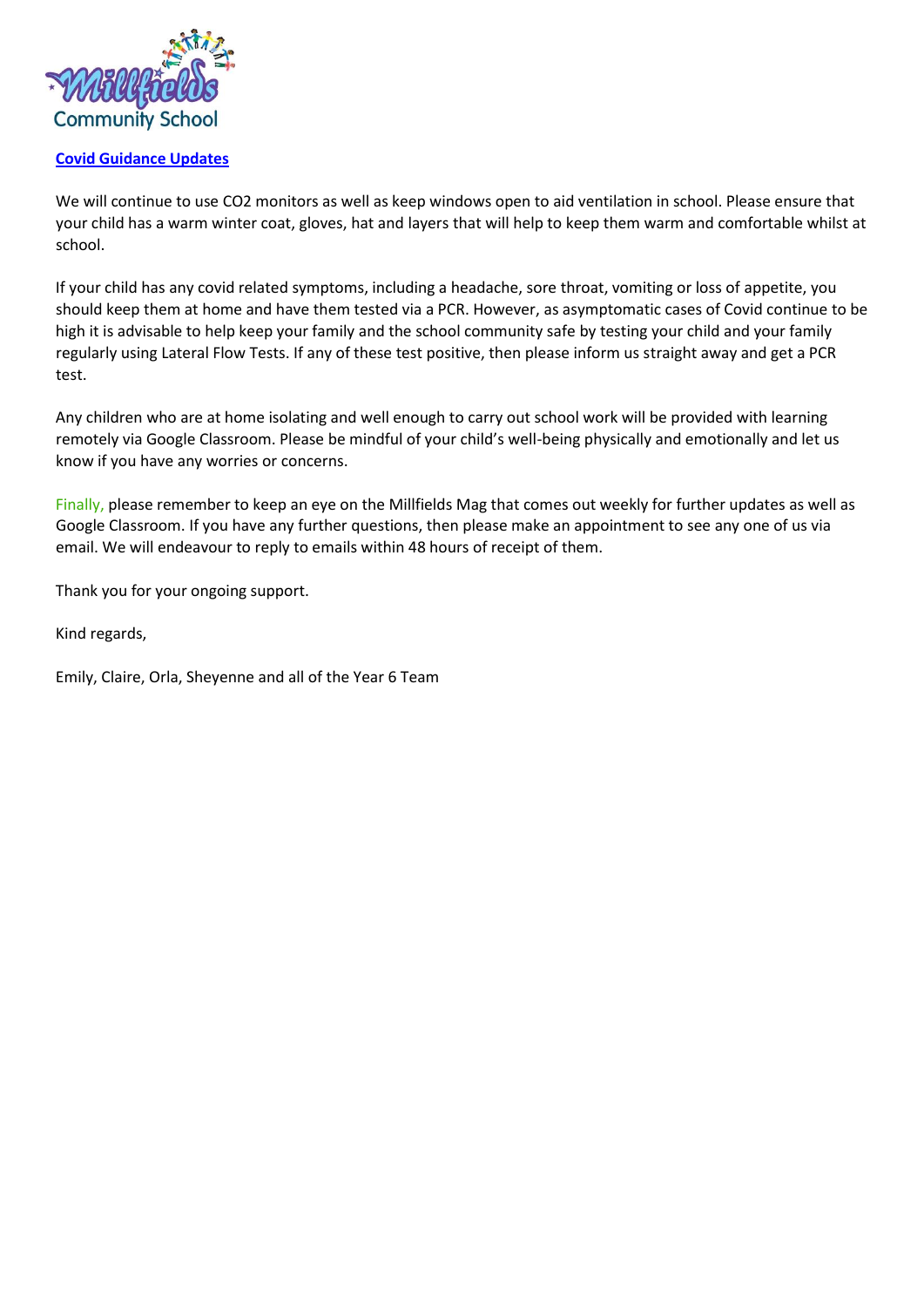Millfields Community School

**Covid Guidance Updates**

We will continue to use $CO_2$ monitors as well as keep windows open to aid ventilation in school. Please ensure that your child has a warm winter coat, gloves, hat and layers that will help to keep them warm and comfortable whilst at school.

If your child has any covid related symptoms, including a headache, sore throat, vomiting or loss of appetite, you should keep them at home and have them tested via a PCR. However, as asymptomatic cases of Covid continue to be high it is advisable to help keep your family and the school community safe by testing your child and your family regularly using Lateral Flow Tests. If any of these test positive, then please inform us straight away and get a PCR test.

Any children who are at home isolating and well enough to carry out school work will be provided with learning remotely via Google Classroom. Please be mindful of your child's well-being physically and emotionally and let us know if you have any worries or concerns.

Finally, please remember to keep an eye on the Millfields Mag that comes out weekly for further updates as well as Google Classroom. If you have any further questions, then please make an appointment to see any one of us via email. We will endeavour to reply to emails within 48 hours of receipt of them.

Thank you for your ongoing support.

Kind regards,

Emily, Claire, Orla, Sheyenne and all of the Year 6 Team